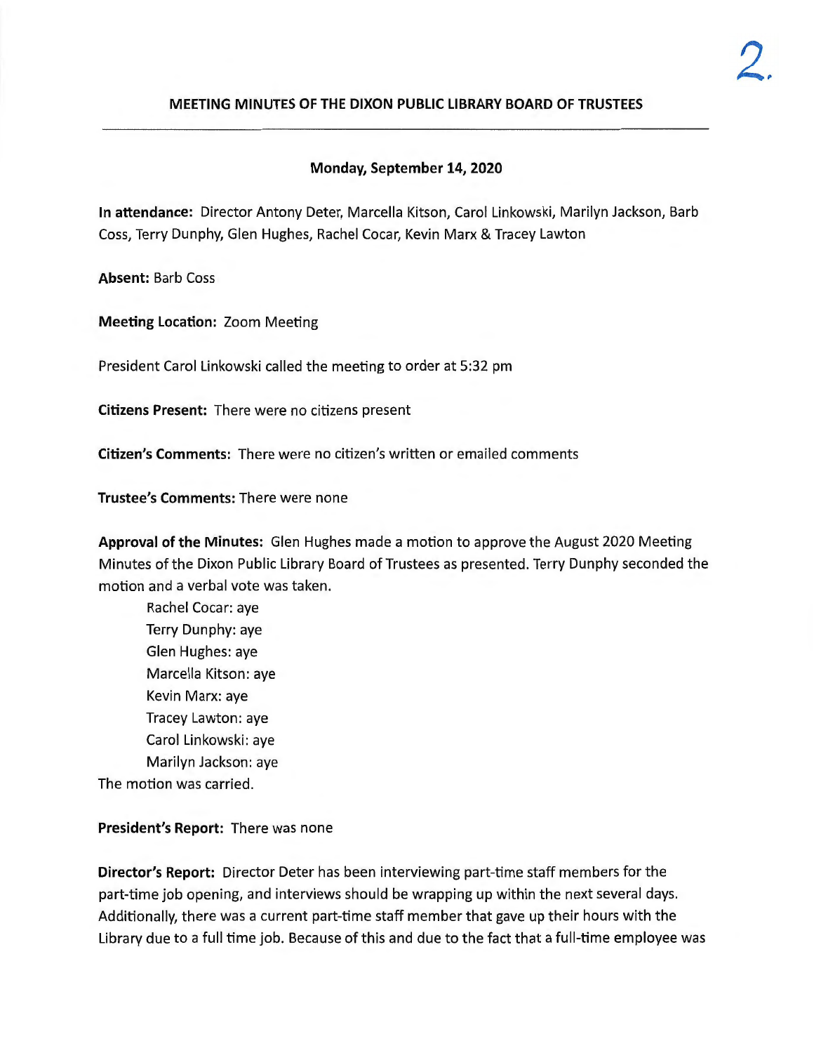# MEETING MINUTES OF THE DIXON PUBLIC LIBRARY BOARD OF TRUSTEES

**Monday, September 14, 2020**

**In attendance:** Director Antony Deter, Marcella Kitson, Carol Linkowski, Marilyn Jackson, Barb Coss, Terry Dunphy, Glen Hughes, Rachel Cocar, Kevin Marx & Tracey Lawton

**Absent:** Barb Coss

**Meeting Location:** Zoom Meeting

President Carol Linkowski called the meeting to order at 5:32 pm

**Citizens Present:** There were no citizens present

**Citizen's Comments:** There were no citizen's written or emailed comments

**Trustee's Comments:** There were none

**Approval of the Minutes:** Glen Hughes made a motion to approve the August 2020 Meeting Minutes of the Dixon Public Library Board of Trustees as presented. Terry Dunphy seconded the motion and a verbal vote was taken.

Rachel Cocar: aye
Terry Dunphy: aye
Glen Hughes: aye
Marcella Kitson: aye
Kevin Marx: aye
Tracey Lawton: aye
Carol Linkowski: aye
Marilyn Jackson: aye

The motion was carried.

**President's Report:** There was none

**Director's Report:** Director Deter has been interviewing part-time staff members for the part-time job opening, and interviews should be wrapping up within the next several days. Additionally, there was a current part-time staff member that gave up their hours with the Library due to a full time job. Because of this and due to the fact that a full-time employee was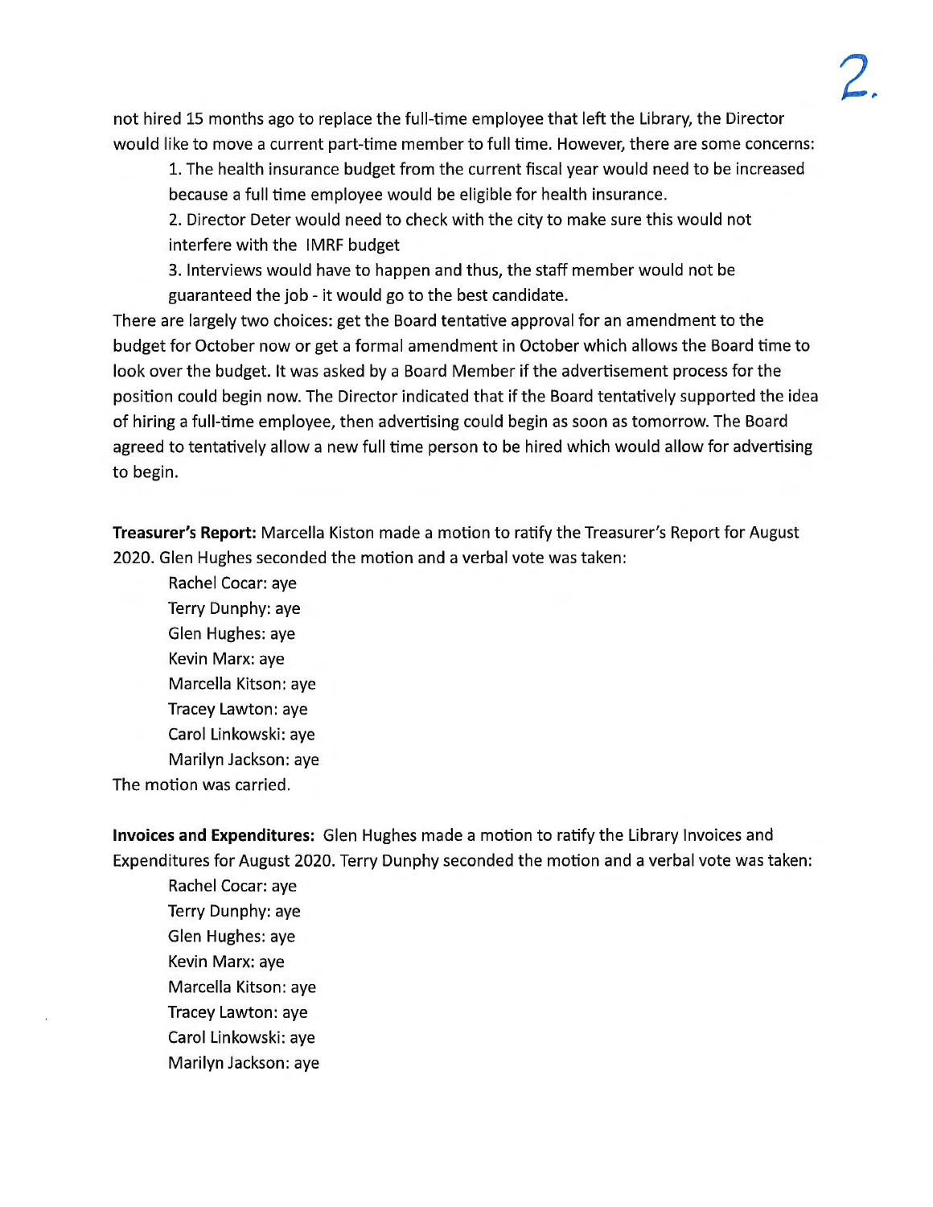not hired 15 months ago to replace the full-time employee that left the Library, the Director would like to move a current part-time member to full time. However, there are some concerns:

1. The health insurance budget from the current fiscal year would need to be increased because a full time employee would be eligible for health insurance.
2. Director Deter would need to check with the city to make sure this would not interfere with the IMRF budget
3. Interviews would have to happen and thus, the staff member would not be guaranteed the job - it would go to the best candidate.

There are largely two choices: get the Board tentative approval for an amendment to the budget for October now or get a formal amendment in October which allows the Board time to look over the budget. It was asked by a Board Member if the advertisement process for the position could begin now. The Director indicated that if the Board tentatively supported the idea of hiring a full-time employee, then advertising could begin as soon as tomorrow. The Board agreed to tentatively allow a new full time person to be hired which would allow for advertising to begin.

**Treasurer's Report:** Marcella Kiston made a motion to ratify the Treasurer's Report for August 2020. Glen Hughes seconded the motion and a verbal vote was taken:

Rachel Cocar: aye
Terry Dunphy: aye
Glen Hughes: aye
Kevin Marx: aye
Marcella Kitson: aye
Tracey Lawton: aye
Carol Linkowski: aye
Marilyn Jackson: aye

The motion was carried.

**Invoices and Expenditures:** Glen Hughes made a motion to ratify the Library Invoices and Expenditures for August 2020. Terry Dunphy seconded the motion and a verbal vote was taken:

Rachel Cocar: aye
Terry Dunphy: aye
Glen Hughes: aye
Kevin Marx: aye
Marcella Kitson: aye
Tracey Lawton: aye
Carol Linkowski: aye
Marilyn Jackson: aye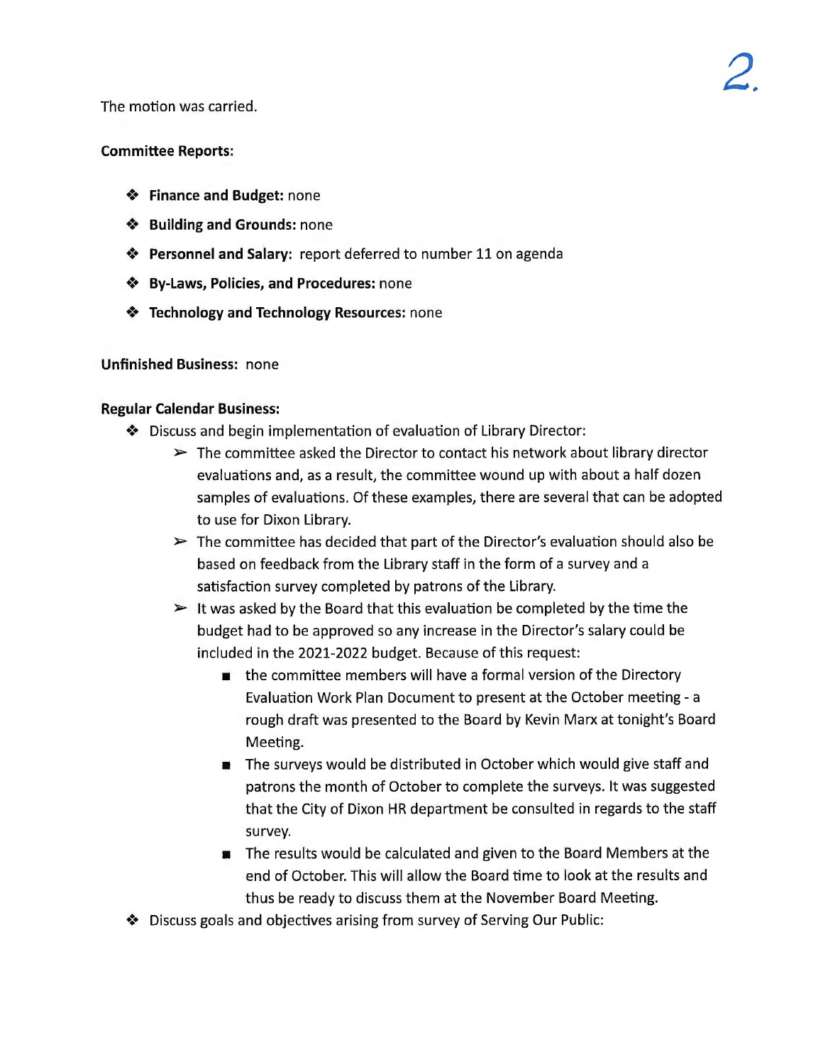The motion was carried.

**Committee Reports:**

- **Finance and Budget:** none
- **Building and Grounds:** none
- **Personnel and Salary:** report deferred to number 11 on agenda
- **By-Laws, Policies, and Procedures:** none
- **Technology and Technology Resources:** none

**Unfinished Business:** none

**Regular Calendar Business:**

- Discuss and begin implementation of evaluation of Library Director:
  - The committee asked the Director to contact his network about library director evaluations and, as a result, the committee wound up with about a half dozen samples of evaluations. Of these examples, there are several that can be adopted to use for Dixon Library.
  - The committee has decided that part of the Director's evaluation should also be based on feedback from the Library staff in the form of a survey and a satisfaction survey completed by patrons of the Library.
  - It was asked by the Board that this evaluation be completed by the time the budget had to be approved so any increase in the Director's salary could be included in the 2021-2022 budget. Because of this request:
    - the committee members will have a formal version of the Directory Evaluation Work Plan Document to present at the October meeting - a rough draft was presented to the Board by Kevin Marx at tonight's Board Meeting.
    - The surveys would be distributed in October which would give staff and patrons the month of October to complete the surveys. It was suggested that the City of Dixon HR department be consulted in regards to the staff survey.
    - The results would be calculated and given to the Board Members at the end of October. This will allow the Board time to look at the results and thus be ready to discuss them at the November Board Meeting.
- Discuss goals and objectives arising from survey of Serving Our Public: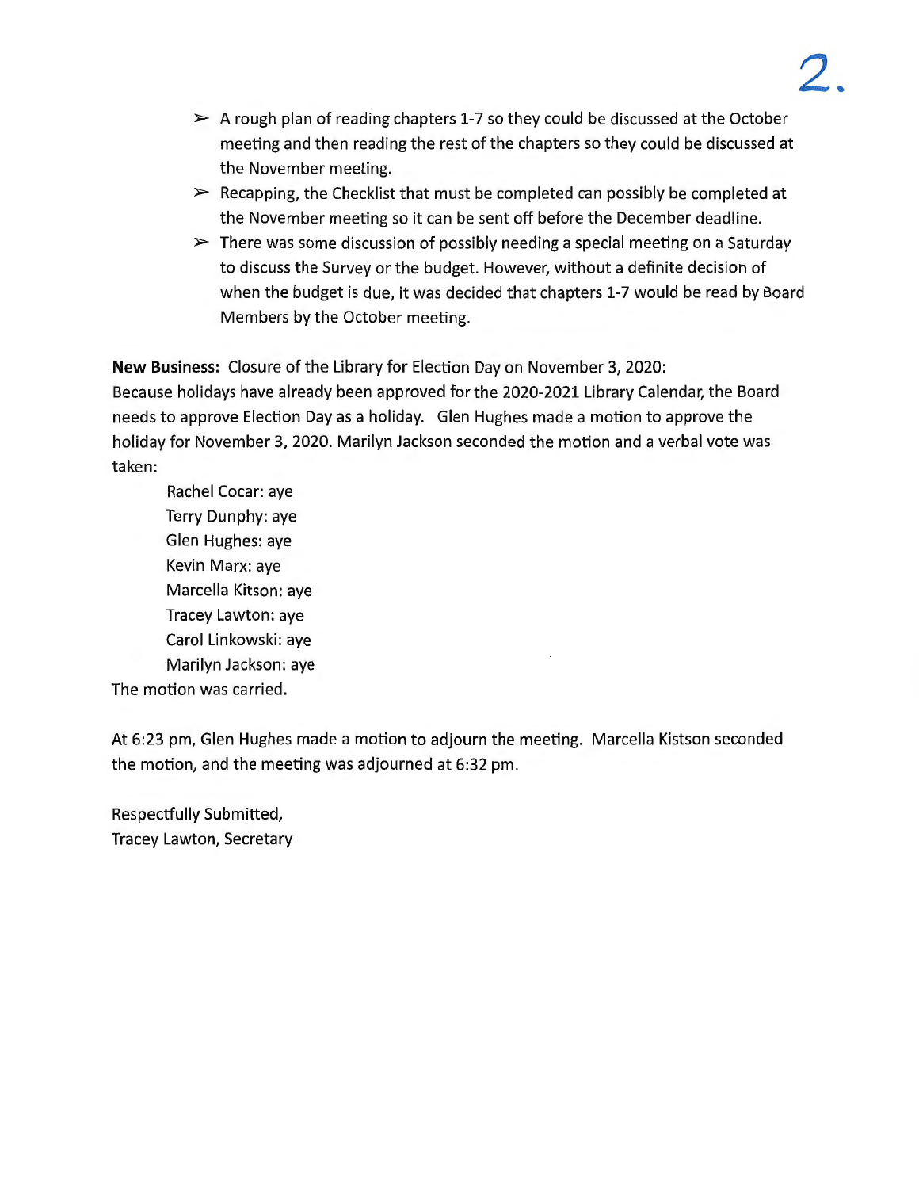- A rough plan of reading chapters 1-7 so they could be discussed at the October meeting and then reading the rest of the chapters so they could be discussed at the November meeting.
- Recapping, the Checklist that must be completed can possibly be completed at the November meeting so it can be sent off before the December deadline.
- There was some discussion of possibly needing a special meeting on a Saturday to discuss the Survey or the budget. However, without a definite decision of when the budget is due, it was decided that chapters 1-7 would be read by Board Members by the October meeting.

**New Business:** Closure of the Library for Election Day on November 3, 2020:
Because holidays have already been approved for the 2020-2021 Library Calendar, the Board needs to approve Election Day as a holiday. Glen Hughes made a motion to approve the holiday for November 3, 2020. Marilyn Jackson seconded the motion and a verbal vote was taken:

Rachel Cocar: aye
Terry Dunphy: aye
Glen Hughes: aye
Kevin Marx: aye
Marcella Kitson: aye
Tracey Lawton: aye
Carol Linkowski: aye
Marilyn Jackson: aye

The motion was carried.

At 6:23 pm, Glen Hughes made a motion to adjourn the meeting. Marcella Kistson seconded the motion, and the meeting was adjourned at 6:32 pm.

Respectfully Submitted,
Tracey Lawton, Secretary